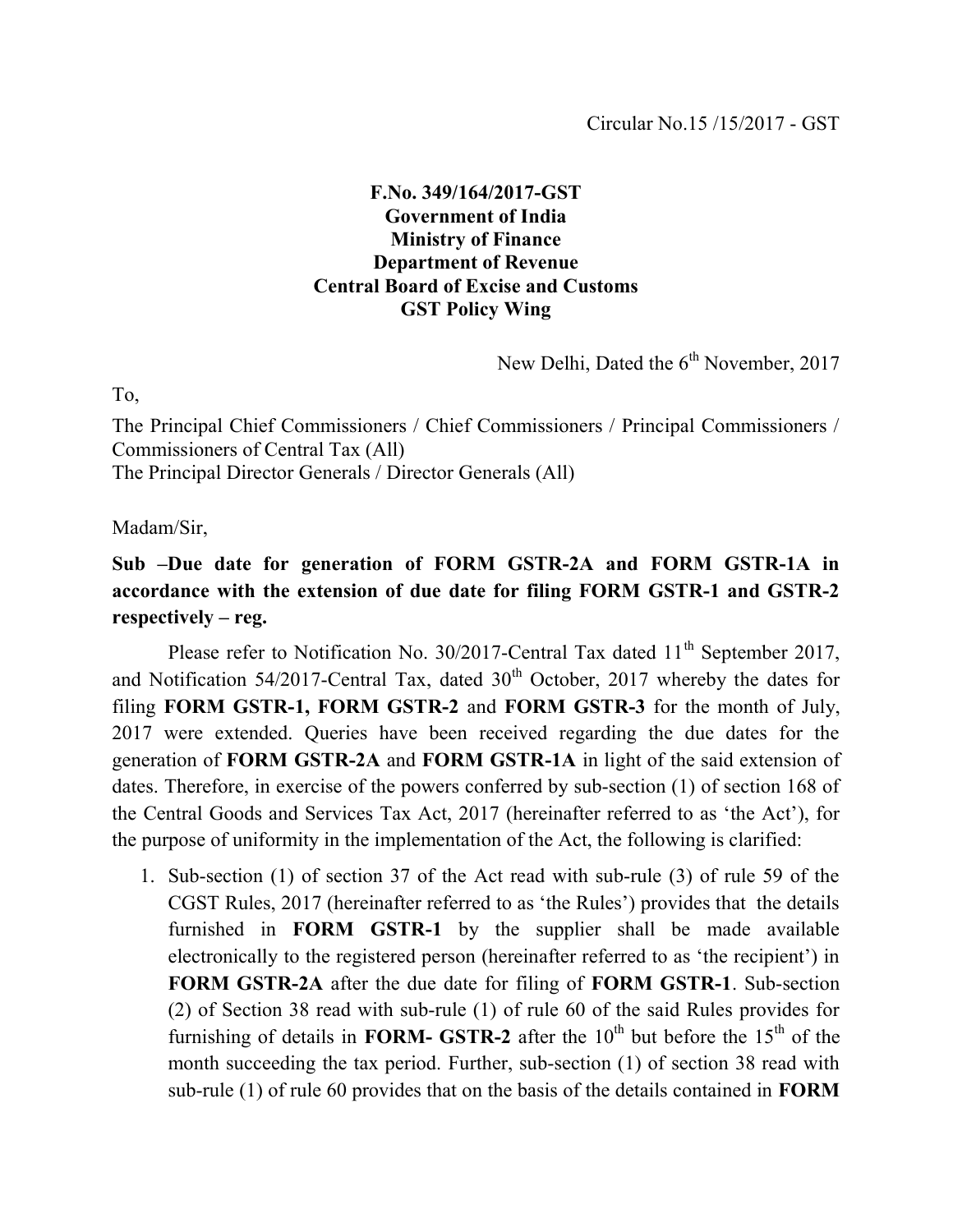Circular No.15 /15/2017 - GST

**F.No. 349/164/2017-GST**
**Government of India**
**Ministry of Finance**
**Department of Revenue**
**Central Board of Excise and Customs**
**GST Policy Wing**

New Delhi, Dated the 6th November, 2017

To,

The Principal Chief Commissioners / Chief Commissioners / Principal Commissioners / Commissioners of Central Tax (All)
The Principal Director Generals / Director Generals (All)

Madam/Sir,

**Sub –Due date for generation of FORM GSTR-2A and FORM GSTR-1A in accordance with the extension of due date for filing FORM GSTR-1 and GSTR-2 respectively – reg.**

Please refer to Notification No. 30/2017-Central Tax dated 11th September 2017, and Notification 54/2017-Central Tax, dated 30th October, 2017 whereby the dates for filing **FORM GSTR-1, FORM GSTR-2** and **FORM GSTR-3** for the month of July, 2017 were extended. Queries have been received regarding the due dates for the generation of **FORM GSTR-2A** and **FORM GSTR-1A** in light of the said extension of dates. Therefore, in exercise of the powers conferred by sub-section (1) of section 168 of the Central Goods and Services Tax Act, 2017 (hereinafter referred to as 'the Act'), for the purpose of uniformity in the implementation of the Act, the following is clarified:

1. Sub-section (1) of section 37 of the Act read with sub-rule (3) of rule 59 of the CGST Rules, 2017 (hereinafter referred to as 'the Rules') provides that the details furnished in **FORM GSTR-1** by the supplier shall be made available electronically to the registered person (hereinafter referred to as 'the recipient') in **FORM GSTR-2A** after the due date for filing of **FORM GSTR-1**. Sub-section (2) of Section 38 read with sub-rule (1) of rule 60 of the said Rules provides for furnishing of details in **FORM- GSTR-2** after the 10th but before the 15th of the month succeeding the tax period. Further, sub-section (1) of section 38 read with sub-rule (1) of rule 60 provides that on the basis of the details contained in **FORM**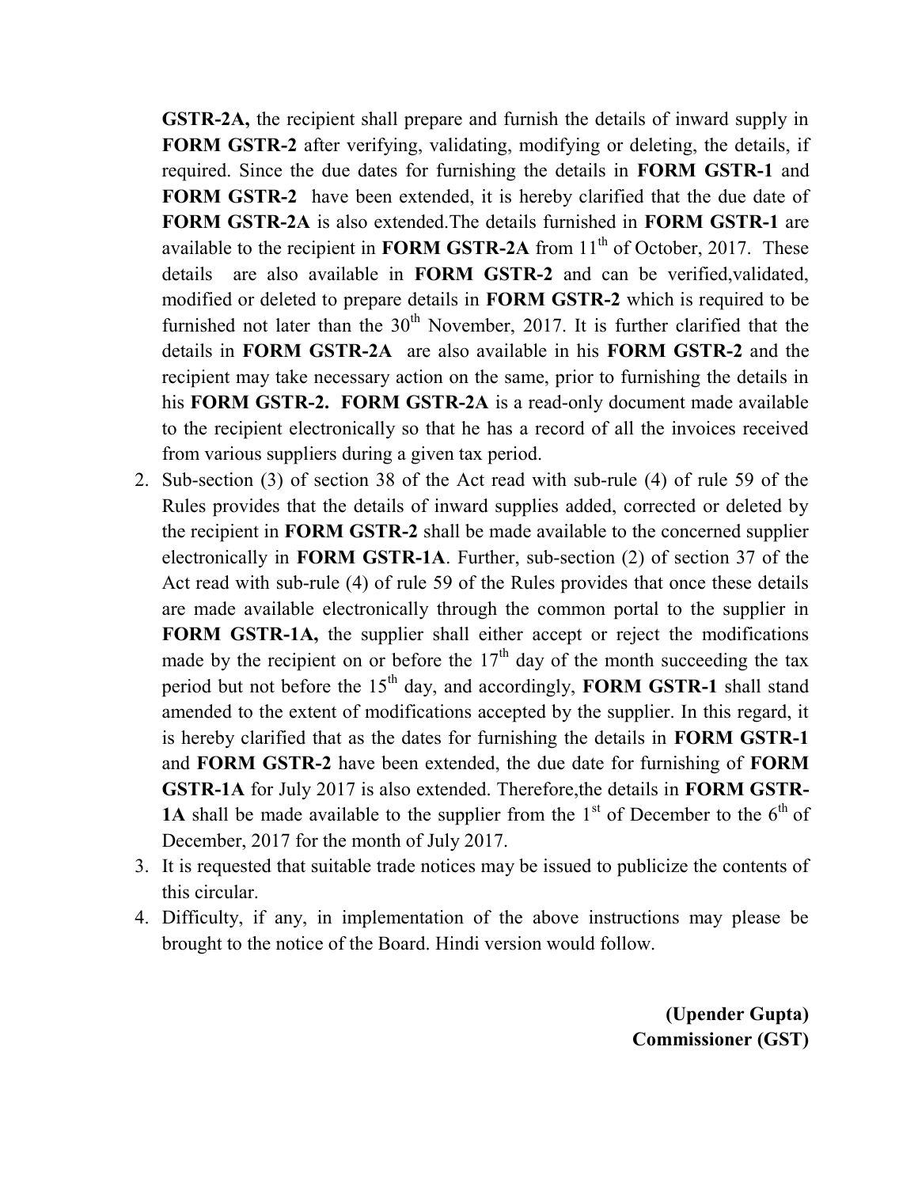**GSTR-2A,** the recipient shall prepare and furnish the details of inward supply in **FORM GSTR-2** after verifying, validating, modifying or deleting, the details, if required. Since the due dates for furnishing the details in **FORM GSTR-1** and **FORM GSTR-2** have been extended, it is hereby clarified that the due date of **FORM GSTR-2A** is also extended.The details furnished in **FORM GSTR-1** are available to the recipient in **FORM GSTR-2A** from 11th of October, 2017. These details are also available in **FORM GSTR-2** and can be verified,validated, modified or deleted to prepare details in **FORM GSTR-2** which is required to be furnished not later than the 30th November, 2017. It is further clarified that the details in **FORM GSTR-2A** are also available in his **FORM GSTR-2** and the recipient may take necessary action on the same, prior to furnishing the details in his **FORM GSTR-2. FORM GSTR-2A** is a read-only document made available to the recipient electronically so that he has a record of all the invoices received from various suppliers during a given tax period.

2. Sub-section (3) of section 38 of the Act read with sub-rule (4) of rule 59 of the Rules provides that the details of inward supplies added, corrected or deleted by the recipient in **FORM GSTR-2** shall be made available to the concerned supplier electronically in **FORM GSTR-1A**. Further, sub-section (2) of section 37 of the Act read with sub-rule (4) of rule 59 of the Rules provides that once these details are made available electronically through the common portal to the supplier in **FORM GSTR-1A,** the supplier shall either accept or reject the modifications made by the recipient on or before the 17th day of the month succeeding the tax period but not before the 15th day, and accordingly, **FORM GSTR-1** shall stand amended to the extent of modifications accepted by the supplier. In this regard, it is hereby clarified that as the dates for furnishing the details in **FORM GSTR-1** and **FORM GSTR-2** have been extended, the due date for furnishing of **FORM GSTR-1A** for July 2017 is also extended. Therefore,the details in **FORM GSTR-1A** shall be made available to the supplier from the 1st of December to the 6th of December, 2017 for the month of July 2017.
3. It is requested that suitable trade notices may be issued to publicize the contents of this circular.
4. Difficulty, if any, in implementation of the above instructions may please be brought to the notice of the Board. Hindi version would follow.

**(Upender Gupta)**
**Commissioner (GST)**